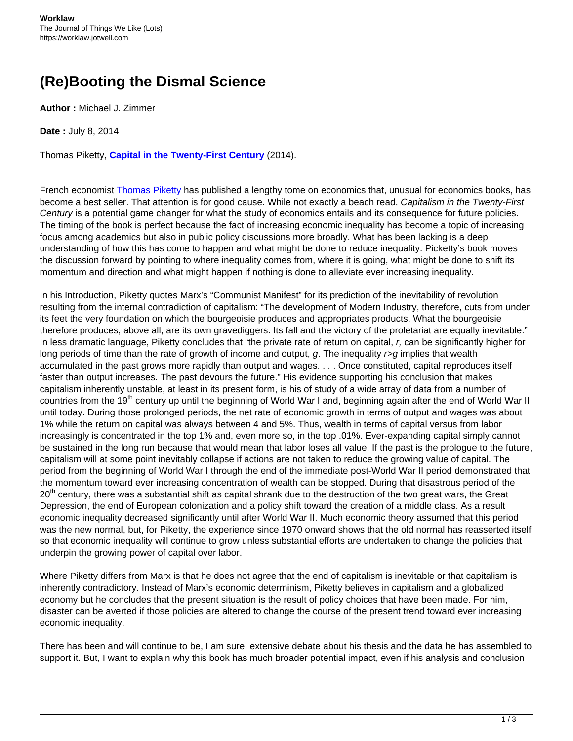# (Re)Booting the Dismal Science

**Author :** Michael J. Zimmer

**Date :** July 8, 2014

Thomas Piketty, **Capital in the Twenty-First Century** (2014).

French economist Thomas Piketty has published a lengthy tome on economics that, unusual for economics books, has become a best seller. That attention is for good cause. While not exactly a beach read, *Capitalism in the Twenty-First Century* is a potential game changer for what the study of economics entails and its consequence for future policies. The timing of the book is perfect because the fact of increasing economic inequality has become a topic of increasing focus among academics but also in public policy discussions more broadly. What has been lacking is a deep understanding of how this has come to happen and what might be done to reduce inequality. Piketty's book moves the discussion forward by pointing to where inequality comes from, where it is going, what might be done to shift its momentum and direction and what might happen if nothing is done to alleviate ever increasing inequality.

In his Introduction, Piketty quotes Marx's "Communist Manifest" for its prediction of the inevitability of revolution resulting from the internal contradiction of capitalism: "The development of Modern Industry, therefore, cuts from under its feet the very foundation on which the bourgeoisie produces and appropriates products. What the bourgeoisie therefore produces, above all, are its own gravediggers. Its fall and the victory of the proletariat are equally inevitable." In less dramatic language, Piketty concludes that "the private rate of return on capital, *r,* can be significantly higher for long periods of time than the rate of growth of income and output, *g*. The inequality *r>g* implies that wealth accumulated in the past grows more rapidly than output and wages. . . . Once constituted, capital reproduces itself faster than output increases. The past devours the future." His evidence supporting his conclusion that makes capitalism inherently unstable, at least in its present form, is his of study of a wide array of data from a number of countries from the 19th century up until the beginning of World War I and, beginning again after the end of World War II until today. During those prolonged periods, the net rate of economic growth in terms of output and wages was about 1% while the return on capital was always between 4 and 5%. Thus, wealth in terms of capital versus from labor increasingly is concentrated in the top 1% and, even more so, in the top .01%. Ever-expanding capital simply cannot be sustained in the long run because that would mean that labor loses all value. If the past is the prologue to the future, capitalism will at some point inevitably collapse if actions are not taken to reduce the growing value of capital. The period from the beginning of World War I through the end of the immediate post-World War II period demonstrated that the momentum toward ever increasing concentration of wealth can be stopped. During that disastrous period of the 20th century, there was a substantial shift as capital shrank due to the destruction of the two great wars, the Great Depression, the end of European colonization and a policy shift toward the creation of a middle class. As a result economic inequality decreased significantly until after World War II. Much economic theory assumed that this period was the new normal, but, for Piketty, the experience since 1970 onward shows that the old normal has reasserted itself so that economic inequality will continue to grow unless substantial efforts are undertaken to change the policies that underpin the growing power of capital over labor.

Where Piketty differs from Marx is that he does not agree that the end of capitalism is inevitable or that capitalism is inherently contradictory. Instead of Marx's economic determinism, Piketty believes in capitalism and a globalized economy but he concludes that the present situation is the result of policy choices that have been made. For him, disaster can be averted if those policies are altered to change the course of the present trend toward ever increasing economic inequality.

There has been and will continue to be, I am sure, extensive debate about his thesis and the data he has assembled to support it. But, I want to explain why this book has much broader potential impact, even if his analysis and conclusion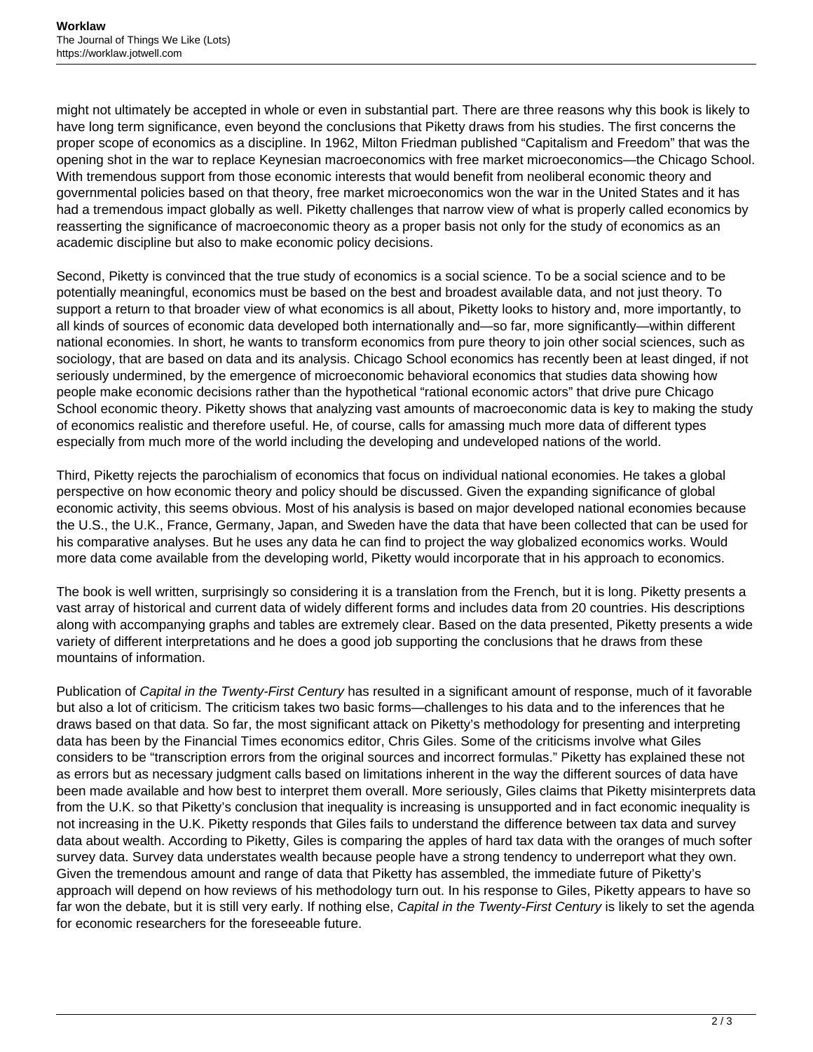might not ultimately be accepted in whole or even in substantial part. There are three reasons why this book is likely to have long term significance, even beyond the conclusions that Piketty draws from his studies. The first concerns the proper scope of economics as a discipline. In 1962, Milton Friedman published "Capitalism and Freedom" that was the opening shot in the war to replace Keynesian macroeconomics with free market microeconomics—the Chicago School. With tremendous support from those economic interests that would benefit from neoliberal economic theory and governmental policies based on that theory, free market microeconomics won the war in the United States and it has had a tremendous impact globally as well. Piketty challenges that narrow view of what is properly called economics by reasserting the significance of macroeconomic theory as a proper basis not only for the study of economics as an academic discipline but also to make economic policy decisions.

Second, Piketty is convinced that the true study of economics is a social science. To be a social science and to be potentially meaningful, economics must be based on the best and broadest available data, and not just theory. To support a return to that broader view of what economics is all about, Piketty looks to history and, more importantly, to all kinds of sources of economic data developed both internationally and—so far, more significantly—within different national economies. In short, he wants to transform economics from pure theory to join other social sciences, such as sociology, that are based on data and its analysis. Chicago School economics has recently been at least dinged, if not seriously undermined, by the emergence of microeconomic behavioral economics that studies data showing how people make economic decisions rather than the hypothetical "rational economic actors" that drive pure Chicago School economic theory. Piketty shows that analyzing vast amounts of macroeconomic data is key to making the study of economics realistic and therefore useful. He, of course, calls for amassing much more data of different types especially from much more of the world including the developing and undeveloped nations of the world.

Third, Piketty rejects the parochialism of economics that focus on individual national economies. He takes a global perspective on how economic theory and policy should be discussed. Given the expanding significance of global economic activity, this seems obvious. Most of his analysis is based on major developed national economies because the U.S., the U.K., France, Germany, Japan, and Sweden have the data that have been collected that can be used for his comparative analyses. But he uses any data he can find to project the way globalized economics works. Would more data come available from the developing world, Piketty would incorporate that in his approach to economics.

The book is well written, surprisingly so considering it is a translation from the French, but it is long. Piketty presents a vast array of historical and current data of widely different forms and includes data from 20 countries. His descriptions along with accompanying graphs and tables are extremely clear. Based on the data presented, Piketty presents a wide variety of different interpretations and he does a good job supporting the conclusions that he draws from these mountains of information.

Publication of *Capital in the Twenty-First Century* has resulted in a significant amount of response, much of it favorable but also a lot of criticism. The criticism takes two basic forms—challenges to his data and to the inferences that he draws based on that data. So far, the most significant attack on Piketty's methodology for presenting and interpreting data has been by the Financial Times economics editor, Chris Giles. Some of the criticisms involve what Giles considers to be "transcription errors from the original sources and incorrect formulas." Piketty has explained these not as errors but as necessary judgment calls based on limitations inherent in the way the different sources of data have been made available and how best to interpret them overall. More seriously, Giles claims that Piketty misinterprets data from the U.K. so that Piketty's conclusion that inequality is increasing is unsupported and in fact economic inequality is not increasing in the U.K. Piketty responds that Giles fails to understand the difference between tax data and survey data about wealth. According to Piketty, Giles is comparing the apples of hard tax data with the oranges of much softer survey data. Survey data understates wealth because people have a strong tendency to underreport what they own. Given the tremendous amount and range of data that Piketty has assembled, the immediate future of Piketty's approach will depend on how reviews of his methodology turn out. In his response to Giles, Piketty appears to have so far won the debate, but it is still very early. If nothing else, *Capital in the Twenty-First Century* is likely to set the agenda for economic researchers for the foreseeable future.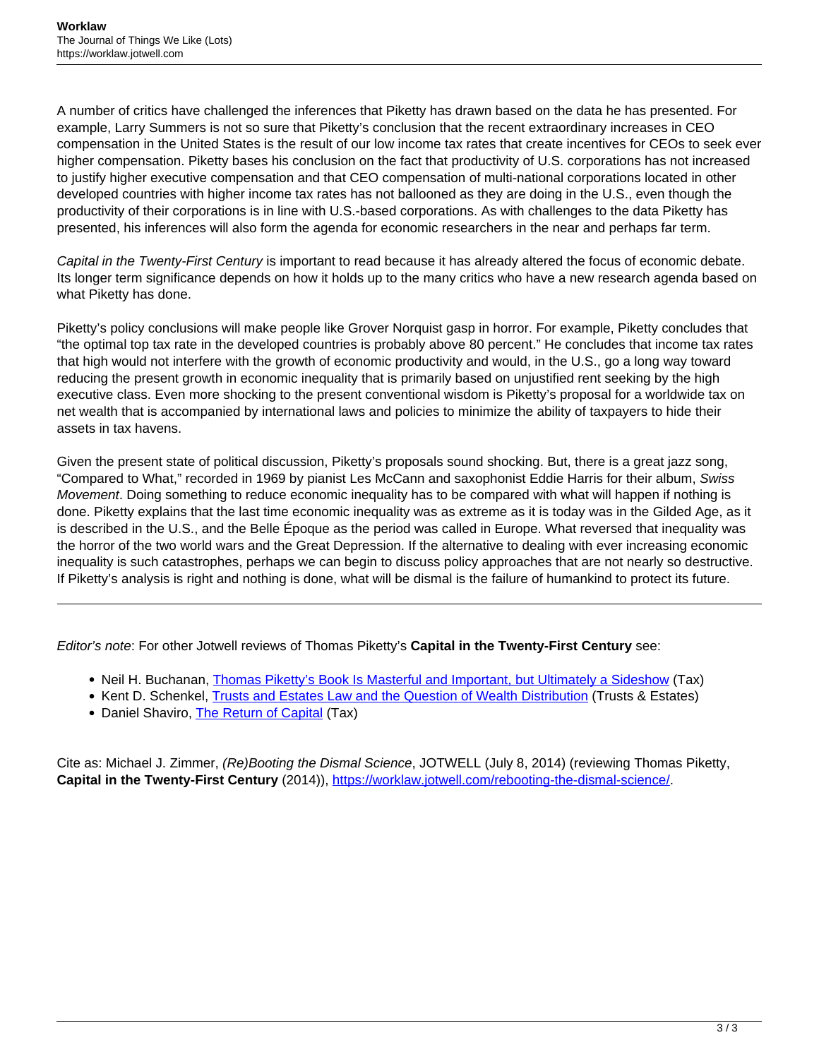A number of critics have challenged the inferences that Piketty has drawn based on the data he has presented. For example, Larry Summers is not so sure that Piketty's conclusion that the recent extraordinary increases in CEO compensation in the United States is the result of our low income tax rates that create incentives for CEOs to seek ever higher compensation. Piketty bases his conclusion on the fact that productivity of U.S. corporations has not increased to justify higher executive compensation and that CEO compensation of multi-national corporations located in other developed countries with higher income tax rates has not ballooned as they are doing in the U.S., even though the productivity of their corporations is in line with U.S.-based corporations. As with challenges to the data Piketty has presented, his inferences will also form the agenda for economic researchers in the near and perhaps far term.

*Capital in the Twenty-First Century* is important to read because it has already altered the focus of economic debate. Its longer term significance depends on how it holds up to the many critics who have a new research agenda based on what Piketty has done.

Piketty's policy conclusions will make people like Grover Norquist gasp in horror. For example, Piketty concludes that "the optimal top tax rate in the developed countries is probably above 80 percent." He concludes that income tax rates that high would not interfere with the growth of economic productivity and would, in the U.S., go a long way toward reducing the present growth in economic inequality that is primarily based on unjustified rent seeking by the high executive class. Even more shocking to the present conventional wisdom is Piketty's proposal for a worldwide tax on net wealth that is accompanied by international laws and policies to minimize the ability of taxpayers to hide their assets in tax havens.

Given the present state of political discussion, Piketty's proposals sound shocking. But, there is a great jazz song, "Compared to What," recorded in 1969 by pianist Les McCann and saxophonist Eddie Harris for their album, *Swiss Movement*. Doing something to reduce economic inequality has to be compared with what will happen if nothing is done. Piketty explains that the last time economic inequality was as extreme as it is today was in the Gilded Age, as it is described in the U.S., and the Belle Époque as the period was called in Europe. What reversed that inequality was the horror of the two world wars and the Great Depression. If the alternative to dealing with ever increasing economic inequality is such catastrophes, perhaps we can begin to discuss policy approaches that are not nearly so destructive. If Piketty's analysis is right and nothing is done, what will be dismal is the failure of humankind to protect its future.

---

*Editor's note*: For other Jotwell reviews of Thomas Piketty's **Capital in the Twenty-First Century** see:

- Neil H. Buchanan, Thomas Piketty's Book Is Masterful and Important, but Ultimately a Sideshow (Tax)
- Kent D. Schenkel, Trusts and Estates Law and the Question of Wealth Distribution (Trusts & Estates)
- Daniel Shaviro, The Return of Capital (Tax)

Cite as: Michael J. Zimmer, *(Re)Booting the Dismal Science*, JOTWELL (July 8, 2014) (reviewing Thomas Piketty, **Capital in the Twenty-First Century** (2014)), https://worklaw.jotwell.com/rebooting-the-dismal-science/.